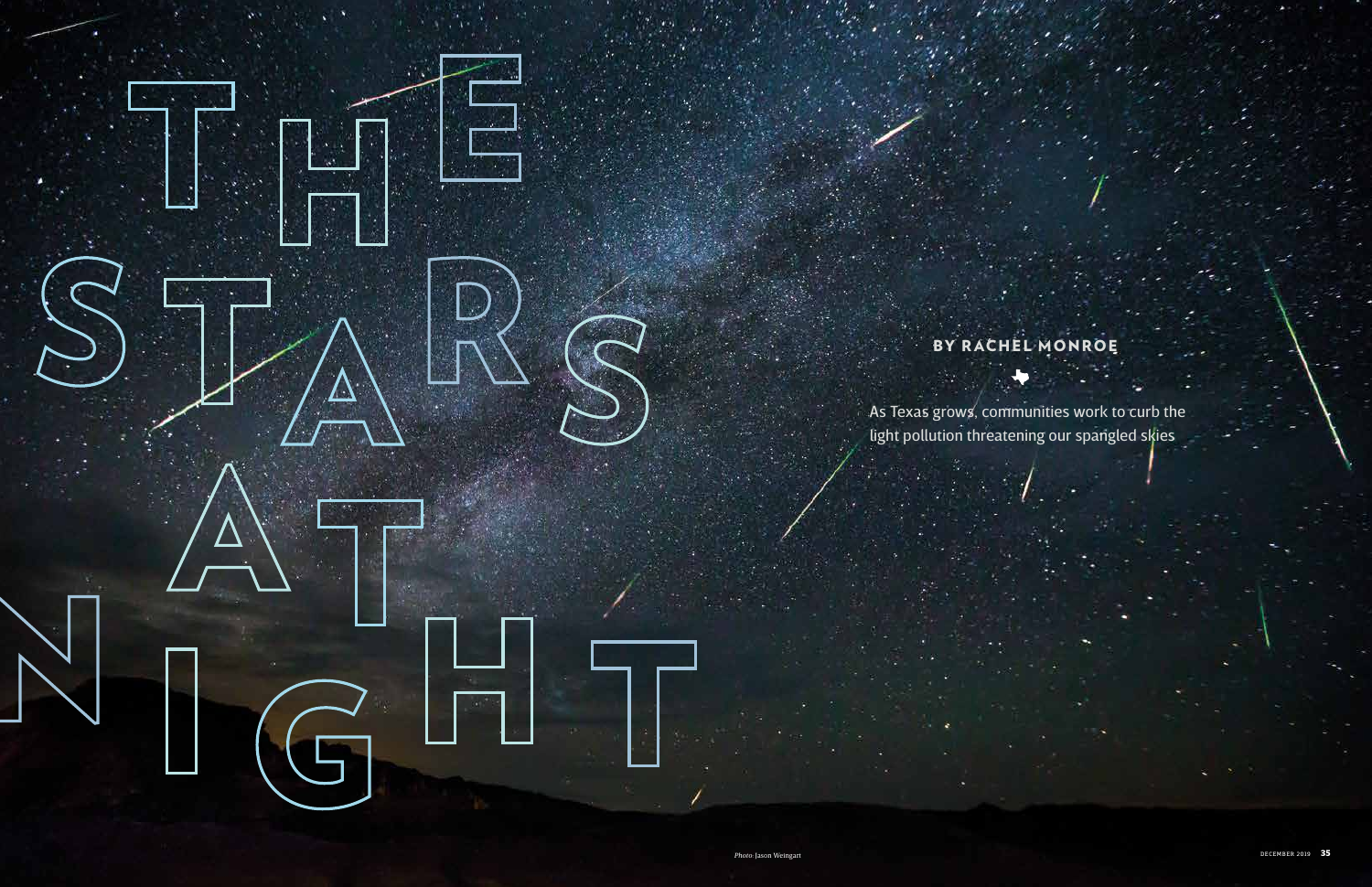# THE STARS AT NIGHT

**BY RACHEL MONROE**

As Texas grows, communities work to curb the light pollution threatening our spangled skies

*Photo:* Jason Weingart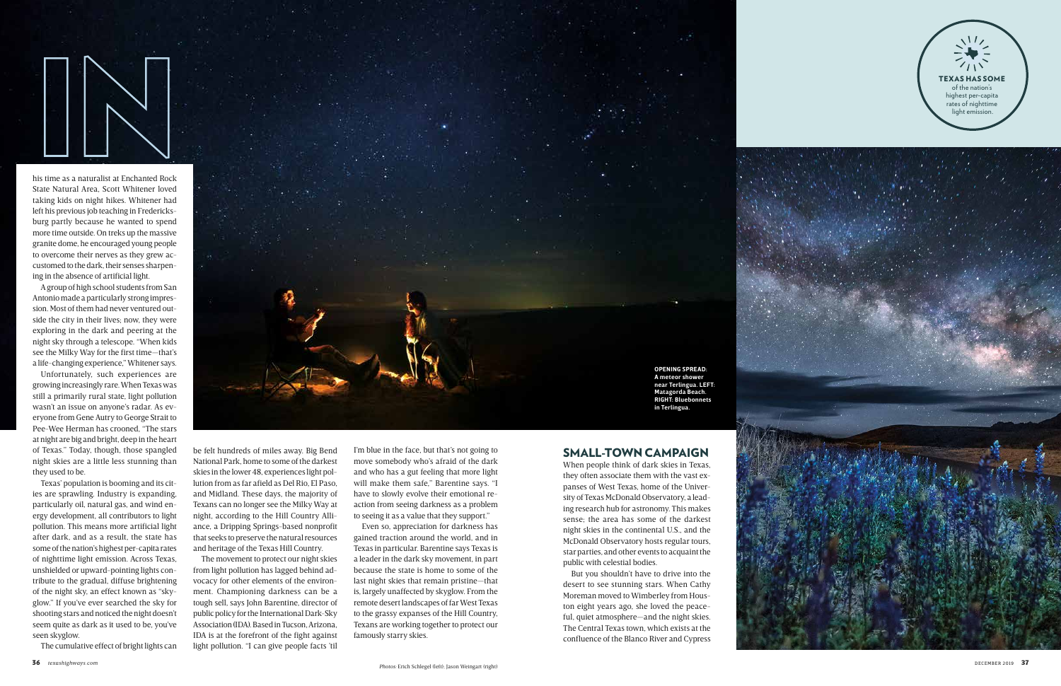IN his time as a naturalist at Enchanted Rock State Natural Area, Scott Whitener loved taking kids on night hikes. Whitener had left his previous job teaching in Fredericksburg partly because he wanted to spend more time outside. On treks up the massive granite dome, he encouraged young people to overcome their nerves as they grew accustomed to the dark, their senses sharpening in the absence of artificial light.

A group of high school students from San Antonio made a particularly strong impression. Most of them had never ventured outside the city in their lives; now, they were exploring in the dark and peering at the night sky through a telescope. "When kids see the Milky Way for the first time—that's a life-changing experience," Whitener says.

Unfortunately, such experiences are growing increasingly rare. When Texas was still a primarily rural state, light pollution wasn't an issue on anyone's radar. As everyone from Gene Autry to George Strait to Pee-Wee Herman has crooned, "The stars at night are big and bright, deep in the heart of Texas." Today, though, those spangled night skies are a little less stunning than they used to be.

Texas' population is booming and its cities are sprawling. Industry is expanding, particularly oil, natural gas, and wind energy development, all contributors to light pollution. This means more artificial light after dark, and as a result, the state has some of the nation's highest per-capita rates of nighttime light emission. Across Texas, unshielded or upward-pointing lights contribute to the gradual, diffuse brightening of the night sky, an effect known as "skyglow." If you've ever searched the sky for shooting stars and noticed the night doesn't seem quite as dark as it used to be, you've seen skyglow.

The cumulative effect of bright lights can be felt hundreds of miles away. Big Bend National Park, home to some of the darkest skies in the lower 48, experiences light pollution from as far afield as Del Rio, El Paso, and Midland. These days, the majority of Texans can no longer see the Milky Way at night, according to the Hill Country Alliance, a Dripping Springs-based nonprofit that seeks to preserve the natural resources and heritage of the Texas Hill Country.

The movement to protect our night skies from light pollution has lagged behind advocacy for other elements of the environment. Championing darkness can be a tough sell, says John Barentine, director of public policy for the International Dark-Sky Association (IDA). Based in Tucson, Arizona, IDA is at the forefront of the fight against light pollution. "I can give people facts 'til I'm blue in the face, but that's not going to move somebody who's afraid of the dark and who has a gut feeling that more light will make them safe," Barentine says. "I have to slowly evolve their emotional reaction from seeing darkness as a problem to seeing it as a value that they support."

Even so, appreciation for darkness has gained traction around the world, and in Texas in particular. Barentine says Texas is a leader in the dark sky movement, in part because the state is home to some of the last night skies that remain pristine—that is, largely unaffected by skyglow. From the remote desert landscapes of far West Texas to the grassy expanses of the Hill Country, Texans are working together to protect our famously starry skies.

**OPENING SPREAD:** A meteor shower near Terlingua. **LEFT:** Matagorda Beach. **RIGHT:** Bluebonnets in Terlingua.

**TEXAS HAS SOME** of the nation's highest per-capita rates of nighttime light emission.

## SMALL-TOWN CAMPAIGN

When people think of dark skies in Texas, they often associate them with the vast expanses of West Texas, home of the University of Texas McDonald Observatory, a leading research hub for astronomy. This makes sense; the area has some of the darkest night skies in the continental U.S., and the McDonald Observatory hosts regular tours, star parties, and other events to acquaint the public with celestial bodies.

But you shouldn't have to drive into the desert to see stunning stars. When Cathy Moreman moved to Wimberley from Houston eight years ago, she loved the peaceful, quiet atmosphere—and the night skies. The Central Texas town, which exists at the confluence of the Blanco River and Cypress

*Photos:* Erich Schlegel (left); Jason Weingart (right)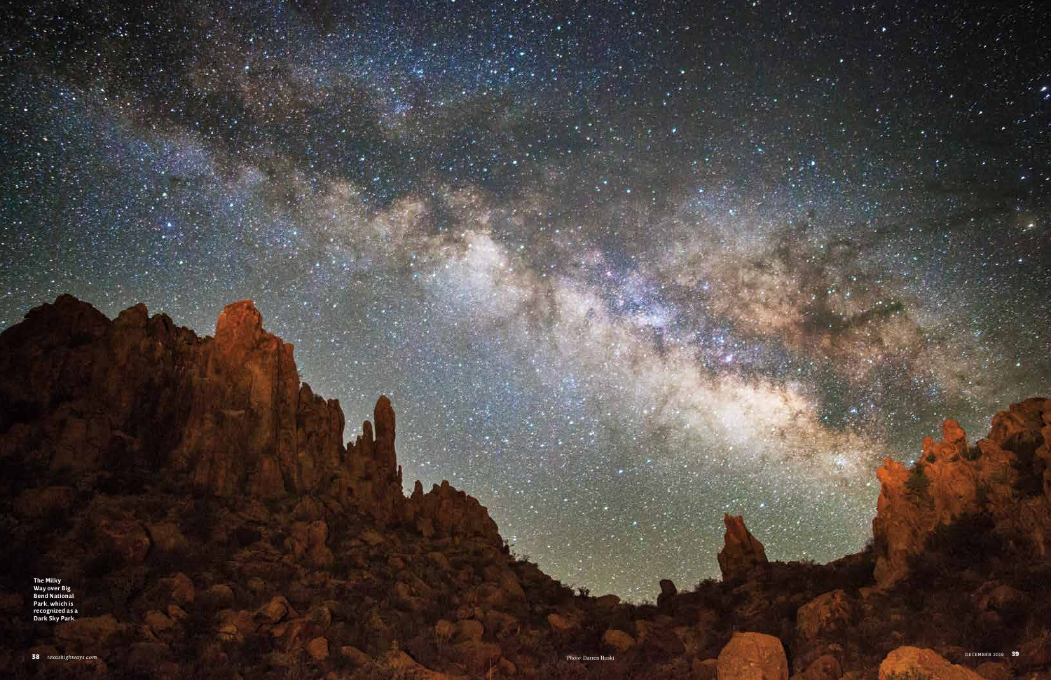The Milky Way over Big Bend National Park, which is recognized as a Dark Sky Park.

Photo: Darren Huski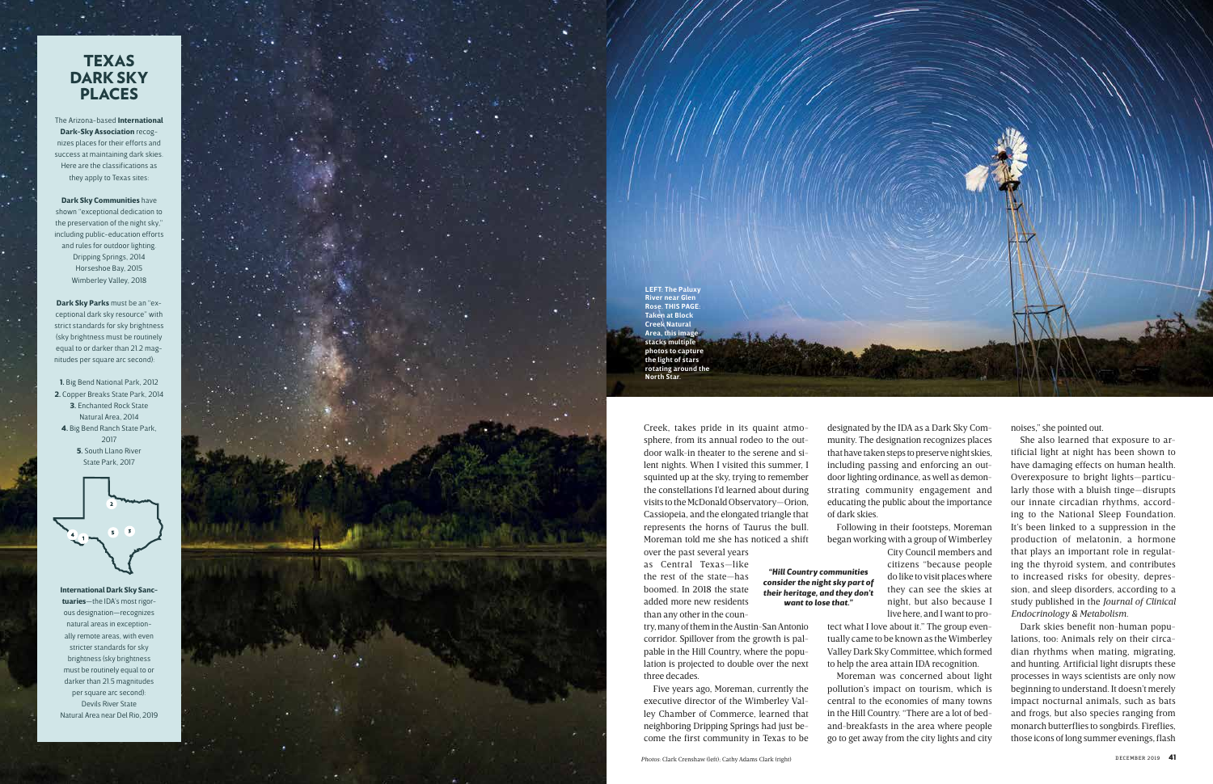## TEXAS DARK SKY PLACES

The Arizona-based **International Dark-Sky Association** recognizes places for their efforts and success at maintaining dark skies. Here are the classifications as they apply to Texas sites:

**Dark Sky Communities** have shown "exceptional dedication to the preservation of the night sky," including public-education efforts and rules for outdoor lighting.
Dripping Springs, 2014
Horseshoe Bay, 2015
Wimberley Valley, 2018

**Dark Sky Parks** must be an "exceptional dark sky resource" with strict standards for sky brightness (sky brightness must be routinely equal to or darker than 21.2 magnitudes per square arc second):

**1.** Big Bend National Park, 2012
**2.** Copper Breaks State Park, 2014
**3.** Enchanted Rock State Natural Area, 2014
**4.** Big Bend Ranch State Park, 2017
**5.** South Llano River State Park, 2017

**International Dark Sky Sanctuaries**—the IDA's most rigorous designation—recognizes natural areas in exceptionally remote areas, with even stricter standards for sky brightness (sky brightness must be routinely equal to or darker than 21.5 magnitudes per square arc second):
Devils River State Natural Area near Del Rio, 2019

**LEFT: The Paluxy River near Glen Rose. THIS PAGE: Taken at Block Creek Natural Area, this image stacks multiple photos to capture the light of stars rotating around the North Star.**

Creek, takes pride in its quaint atmosphere, from its annual rodeo to the outdoor walk-in theater to the serene and silent nights. When I visited this summer, I squinted up at the sky, trying to remember the constellations I'd learned about during visits to the McDonald Observatory—Orion, Cassiopeia, and the elongated triangle that represents the horns of Taurus the bull. Moreman told me she has noticed a shift over the past several years as Central Texas—like the rest of the state—has boomed. In 2018 the state added more new residents than any other in the country, many of them in the Austin-San Antonio corridor. Spillover from the growth is palpable in the Hill Country, where the population is projected to double over the next three decades.

Five years ago, Moreman, currently the executive director of the Wimberley Valley Chamber of Commerce, learned that neighboring Dripping Springs had just become the first community in Texas to be designated by the IDA as a Dark Sky Community. The designation recognizes places that have taken steps to preserve night skies, including passing and enforcing an outdoor lighting ordinance, as well as demonstrating community engagement and educating the public about the importance of dark skies.

Following in their footsteps, Moreman began working with a group of Wimberley City Council members and citizens "because people do like to visit places where they can see the skies at night, but also because I live here, and I want to protect what I love about it." The group eventually came to be known as the Wimberley Valley Dark Sky Committee, which formed to help the area attain IDA recognition.

*"Hill Country communities consider the night sky part of their heritage, and they don't want to lose that."*

Moreman was concerned about light pollution's impact on tourism, which is central to the economies of many towns in the Hill Country. "There are a lot of bed-and-breakfasts in the area where people go to get away from the city lights and city noises," she pointed out.

She also learned that exposure to artificial light at night has been shown to have damaging effects on human health. Overexposure to bright lights—particularly those with a bluish tinge—disrupts our innate circadian rhythms, according to the National Sleep Foundation. It's been linked to a suppression in the production of melatonin, a hormone that plays an important role in regulating the thyroid system, and contributes to increased risks for obesity, depression, and sleep disorders, according to a study published in the *Journal of Clinical Endocrinology & Metabolism*.

Dark skies benefit non-human populations, too: Animals rely on their circadian rhythms when mating, migrating, and hunting. Artificial light disrupts these processes in ways scientists are only now beginning to understand. It doesn't merely impact nocturnal animals, such as bats and frogs, but also species ranging from monarch butterflies to songbirds. Fireflies, those icons of long summer evenings, flash

*Photos:* Clark Crenshaw (left); Cathy Adams Clark (right)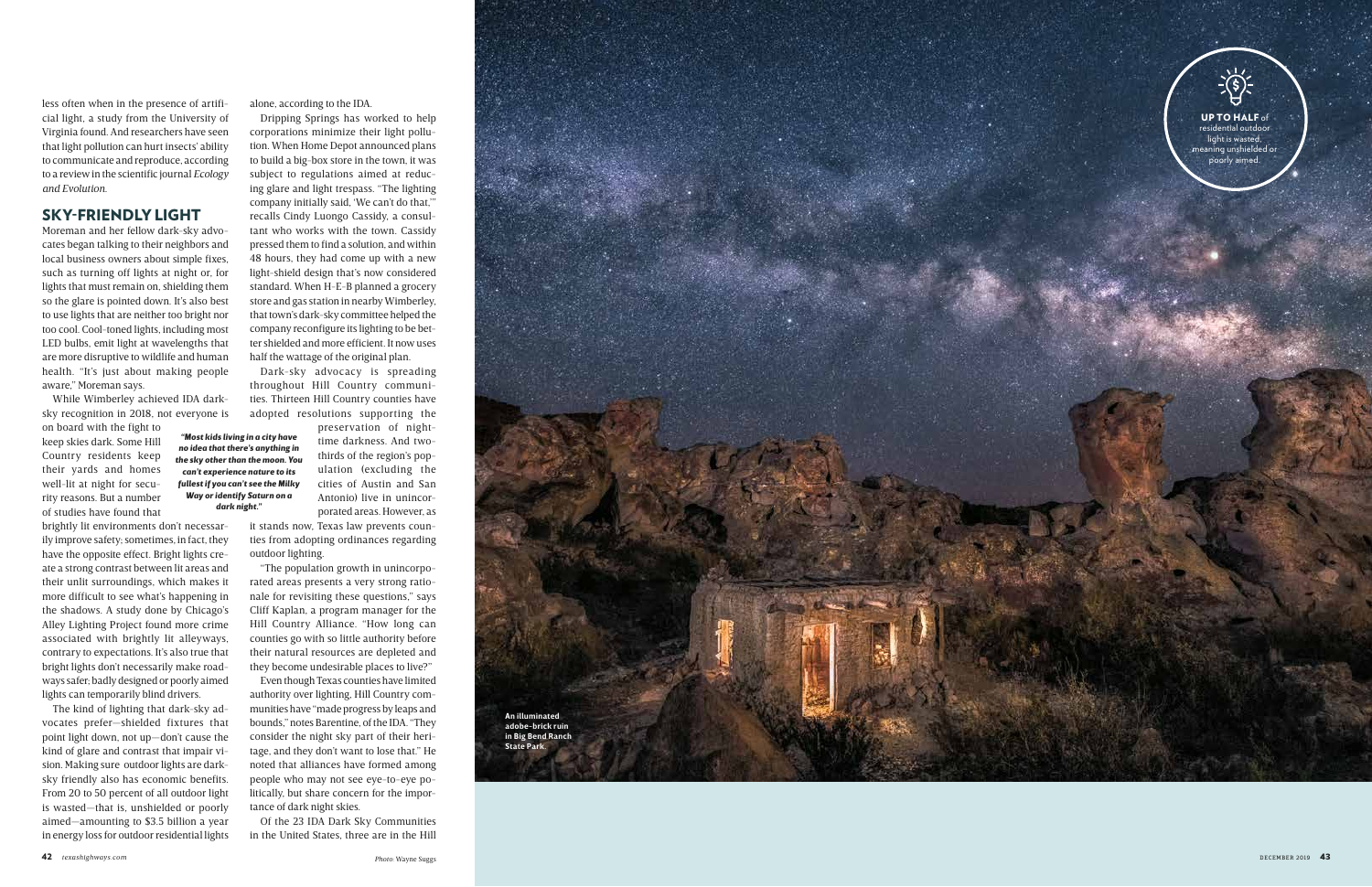less often when in the presence of artificial light, a study from the University of Virginia found. And researchers have seen that light pollution can hurt insects' ability to communicate and reproduce, according to a review in the scientific journal *Ecology and Evolution*.

## SKY-FRIENDLY LIGHT

Moreman and her fellow dark-sky advocates began talking to their neighbors and local business owners about simple fixes, such as turning off lights at night or, for lights that must remain on, shielding them so the glare is pointed down. It's also best to use lights that are neither too bright nor too cool. Cool-toned lights, including most LED bulbs, emit light at wavelengths that are more disruptive to wildlife and human health. "It's just about making people aware," Moreman says.

While Wimberley achieved IDA dark-sky recognition in 2018, not everyone is on board with the fight to keep skies dark. Some Hill Country residents keep their yards and homes well-lit at night for security reasons. But a number of studies have found that brightly lit environments don't necessarily improve safety; sometimes, in fact, they have the opposite effect. Bright lights create a strong contrast between lit areas and their unlit surroundings, which makes it more difficult to see what's happening in the shadows. A study done by Chicago's Alley Lighting Project found more crime associated with brightly lit alleyways, contrary to expectations. It's also true that bright lights don't necessarily make roadways safer; badly designed or poorly aimed lights can temporarily blind drivers.

***"Most kids living in a city have no idea that there's anything in the sky other than the moon. You can't experience nature to its fullest if you can't see the Milky Way or identify Saturn on a dark night."***

The kind of lighting that dark-sky advocates prefer—shielded fixtures that point light down, not up—don't cause the kind of glare and contrast that impair vision. Making sure outdoor lights are dark-sky friendly also has economic benefits. From 20 to 50 percent of all outdoor light is wasted—that is, unshielded or poorly aimed—amounting to $3.5 billion a year in energy loss for outdoor residential lights alone, according to the IDA.

Dripping Springs has worked to help corporations minimize their light pollution. When Home Depot announced plans to build a big-box store in the town, it was subject to regulations aimed at reducing glare and light trespass. "The lighting company initially said, 'We can't do that,'" recalls Cindy Luongo Cassidy, a consultant who works with the town. Cassidy pressed them to find a solution, and within 48 hours, they had come up with a new light-shield design that's now considered standard. When H-E-B planned a grocery store and gas station in nearby Wimberley, that town's dark-sky committee helped the company reconfigure its lighting to be better shielded and more efficient. It now uses half the wattage of the original plan.

Dark-sky advocacy is spreading throughout Hill Country communities. Thirteen Hill Country counties have adopted resolutions supporting the preservation of nighttime darkness. And two-thirds of the region's population (excluding the cities of Austin and San Antonio) live in unincorporated areas. However, as it stands now, Texas law prevents counties from adopting ordinances regarding outdoor lighting.

"The population growth in unincorporated areas presents a very strong rationale for revisiting these questions," says Cliff Kaplan, a program manager for the Hill Country Alliance. "How long can counties go with so little authority before their natural resources are depleted and they become undesirable places to live?"

Even though Texas counties have limited authority over lighting, Hill Country communities have "made progress by leaps and bounds," notes Barentine, of the IDA. "They consider the night sky part of their heritage, and they don't want to lose that." He noted that alliances have formed among people who may not see eye-to-eye politically, but share concern for the importance of dark night skies.

Of the 23 IDA Dark Sky Communities in the United States, three are in the Hill

**UP TO HALF** of residential outdoor light is wasted, meaning unshielded or poorly aimed.

**An illuminated adobe-brick ruin in Big Bend Ranch State Park.**

*Photo:* Wayne Suggs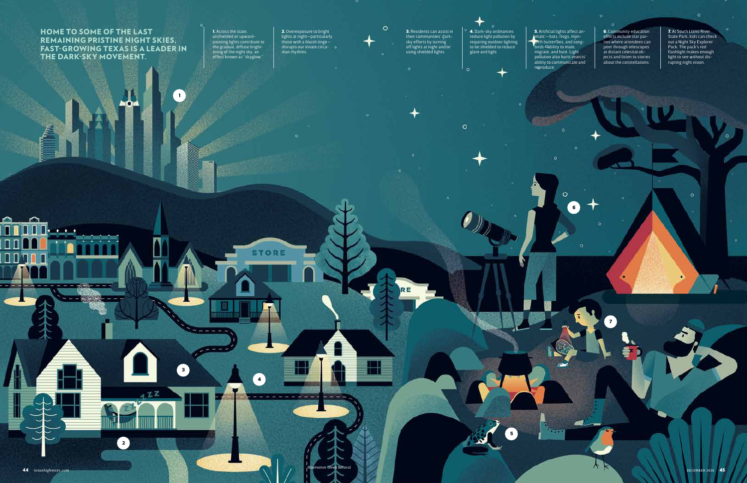# HOME TO SOME OF THE LAST REMAINING PRISTINE NIGHT SKIES, FAST-GROWING TEXAS IS A LEADER IN THE DARK-SKY MOVEMENT.

**1.** Across the state, unshielded or upward-pointing lights contribute to the gradual, diffuse brightening of the night sky, an effect known as "skyglow."

**2.** Overexposure to bright lights at night—particularly those with a bluish tinge—disrupts our innate circadian rhythms.

**3.** Residents can assist in their communities' dark-sky efforts by turning off lights at night and/or using shielded lights.

**4.** Dark-sky ordinances reduce light pollution by requiring outdoor lighting to be shielded to reduce glare and light.

**5.** Artificial lights affect animals—bats, frogs, monarch butterflies, and songbirds—ability to mate, migrate, and hunt. Light pollution also hurts insects' ability to communicate and reproduce.

**6.** Community education efforts include star parties where attendees can peer through telescopes at distant celestial objects and listen to stories about the constellations.

**7.** At South Llano River State Park, kids can check out a Night Sky Explorer Pack. The pack's red flashlight makes enough light to see without disrupting night vision.

STORE

*Illustration: Owen Keraval*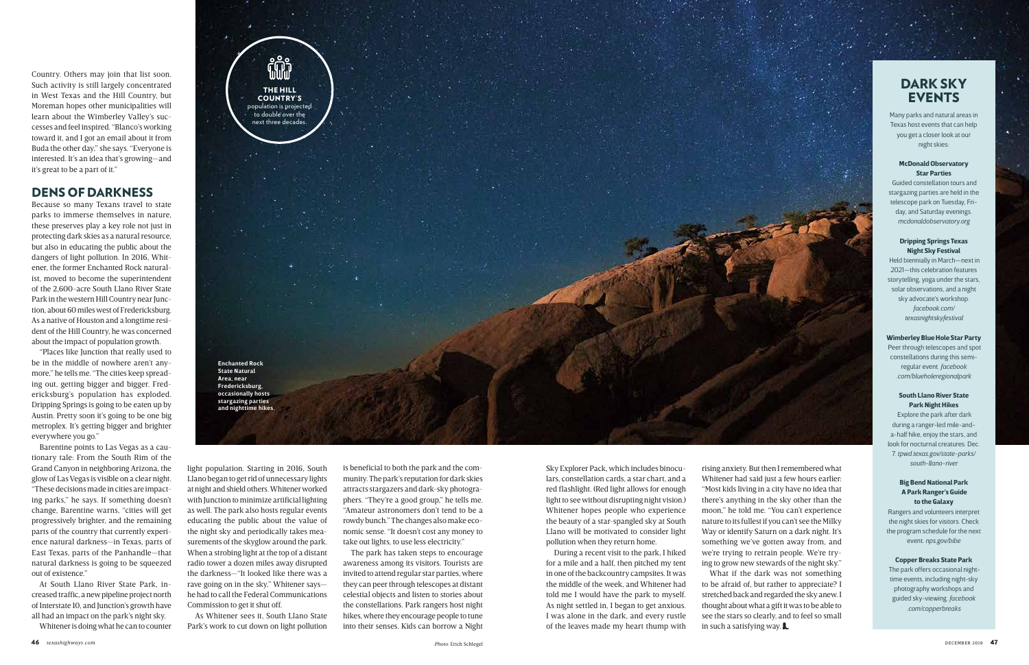Country. Others may join that list soon. Such activity is still largely concentrated in West Texas and the Hill Country, but Moreman hopes other municipalities will learn about the Wimberley Valley's successes and feel inspired. "Blanco's working toward it, and I got an email about it from Buda the other day," she says. "Everyone is interested. It's an idea that's growing—and it's great to be a part of it."

## DENS OF DARKNESS

Because so many Texans travel to state parks to immerse themselves in nature, these preserves play a key role not just in protecting dark skies as a natural resource, but also in educating the public about the dangers of light pollution. In 2016, Whitener, the former Enchanted Rock naturalist, moved to become the superintendent of the 2,600-acre South Llano River State Park in the western Hill Country near Junction, about 60 miles west of Fredericksburg. As a native of Houston and a longtime resident of the Hill Country, he was concerned about the impact of population growth.

"Places like Junction that really used to be in the middle of nowhere aren't anymore," he tells me. "The cities keep spreading out, getting bigger and bigger. Fredericksburg's population has exploded. Dripping Springs is going to be eaten up by Austin. Pretty soon it's going to be one big metroplex. It's getting bigger and brighter everywhere you go."

Barentine points to Las Vegas as a cautionary tale: From the South Rim of the Grand Canyon in neighboring Arizona, the glow of Las Vegas is visible on a clear night. "These decisions made in cities are impacting parks," he says. If something doesn't change, Barentine warns, "cities will get progressively brighter, and the remaining parts of the country that currently experience natural darkness—in Texas, parts of East Texas, parts of the Panhandle—that natural darkness is going to be squeezed out of existence."

At South Llano River State Park, increased traffic, a new pipeline project north of Interstate 10, and Junction's growth have all had an impact on the park's night sky.

Whitener is doing what he can to counter light population. Starting in 2016, South Llano began to get rid of unnecessary lights at night and shield others. Whitener worked with Junction to minimize artificial lighting as well. The park also hosts regular events educating the public about the value of the night sky and periodically takes measurements of the skyglow around the park. When a strobing light at the top of a distant radio tower a dozen miles away disrupted the darkness—"It looked like there was a rave going on in the sky," Whitener says—he had to call the Federal Communications Commission to get it shut off.

As Whitener sees it, South Llano State Park's work to cut down on light pollution is beneficial to both the park and the community. The park's reputation for dark skies attracts stargazers and dark-sky photographers. "They're a good group," he tells me. "Amateur astronomers don't tend to be a rowdy bunch." The changes also make economic sense. "It doesn't cost any money to take out lights, to use less electricity."

The park has taken steps to encourage awareness among its visitors. Tourists are invited to attend regular star parties, where they can peer through telescopes at distant celestial objects and listen to stories about the constellations. Park rangers host night hikes, where they encourage people to tune into their senses. Kids can borrow a Night Sky Explorer Pack, which includes binoculars, constellation cards, a star chart, and a red flashlight. (Red light allows for enough light to see without disrupting night vision.) Whitener hopes people who experience the beauty of a star-spangled sky at South Llano will be motivated to consider light pollution when they return home.

During a recent visit to the park, I hiked for a mile and a half, then pitched my tent in one of the backcountry campsites. It was the middle of the week, and Whitener had told me I would have the park to myself. As night settled in, I began to get anxious. I was alone in the dark, and every rustle of the leaves made my heart thump with rising anxiety. But then I remembered what Whitener had said just a few hours earlier: "Most kids living in a city have no idea that there's anything in the sky other than the moon," he told me. "You can't experience nature to its fullest if you can't see the Milky Way or identify Saturn on a dark night. It's something we've gotten away from, and we're trying to retrain people. We're trying to grow new stewards of the night sky."

What if the dark was not something to be afraid of, but rather to appreciate? I stretched back and regarded the sky anew. I thought about what a gift it was to be able to see the stars so clearly, and to feel so small in such a satisfying way.

**THE HILL COUNTRY'S** population is projected to double over the next three decades.

**Enchanted Rock State Natural Area, near Fredericksburg, occasionally hosts stargazing parties and nighttime hikes.**

Photo: Erich Schlegel

## DARK SKY EVENTS

Many parks and natural areas in Texas host events that can help you get a closer look at our night skies:

**McDonald Observatory Star Parties**
Guided constellation tours and stargazing parties are held in the telescope park on Tuesday, Friday, and Saturday evenings. *mcdonaldobservatory.org*

**Dripping Springs Texas Night Sky Festival**
Held biennially in March—next in 2021—this celebration features storytelling, yoga under the stars, solar observations, and a night sky advocate's workshop. *facebook.com/texasnightskyfestival*

**Wimberley Blue Hole Star Party**
Peer through telescopes and spot constellations during this semi-regular event. *facebook.com/blueholeregionalpark*

**South Llano River State Park Night Hikes**
Explore the park after dark during a ranger-led mile-and-a-half hike, enjoy the stars, and look for nocturnal creatures. Dec. 7. *tpwd.texas.gov/state-parks/south-llano-river*

**Big Bend National Park A Park Ranger's Guide to the Galaxy**
Rangers and volunteers interpret the night skies for visitors. Check the program schedule for the next event. *nps.gov/bibe*

**Copper Breaks State Park**
The park offers occasional nighttime events, including night-sky photography workshops and guided sky-viewing. *facebook.com/copperbreaks*